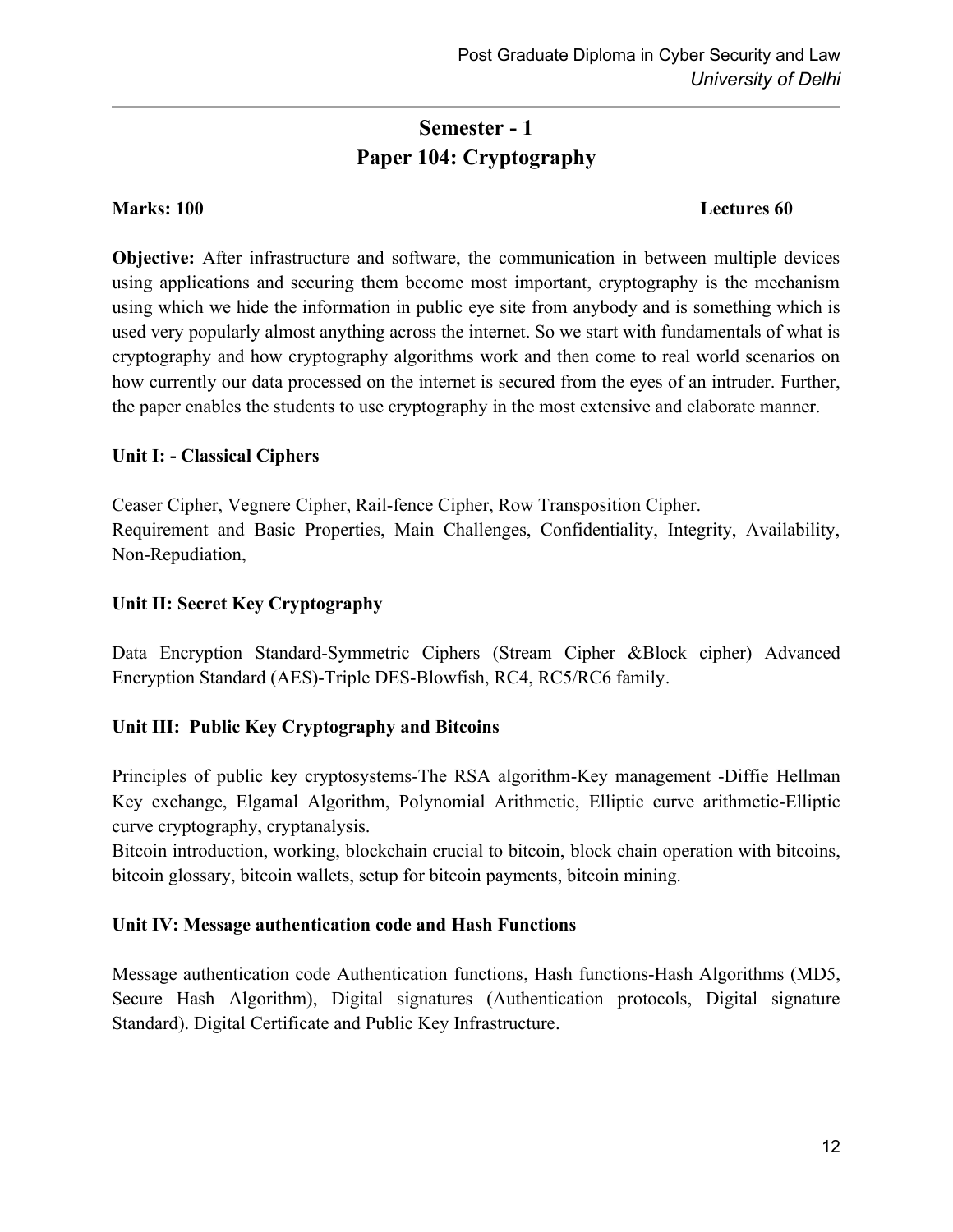# Semester - 1
# Paper 104: Cryptography

**Marks: 100** **Lectures 60**

**Objective:** After infrastructure and software, the communication in between multiple devices using applications and securing them become most important, cryptography is the mechanism using which we hide the information in public eye site from anybody and is something which is used very popularly almost anything across the internet. So we start with fundamentals of what is cryptography and how cryptography algorithms work and then come to real world scenarios on how currently our data processed on the internet is secured from the eyes of an intruder. Further, the paper enables the students to use cryptography in the most extensive and elaborate manner.

## Unit I: - Classical Ciphers

Ceaser Cipher, Vegnere Cipher, Rail-fence Cipher, Row Transposition Cipher.
Requirement and Basic Properties, Main Challenges, Confidentiality, Integrity, Availability, Non-Repudiation,

## Unit II: Secret Key Cryptography

Data Encryption Standard-Symmetric Ciphers (Stream Cipher &Block cipher) Advanced Encryption Standard (AES)-Triple DES-Blowfish, RC4, RC5/RC6 family.

## Unit III: Public Key Cryptography and Bitcoins

Principles of public key cryptosystems-The RSA algorithm-Key management -Diffie Hellman Key exchange, Elgamal Algorithm, Polynomial Arithmetic, Elliptic curve arithmetic-Elliptic curve cryptography, cryptanalysis.
Bitcoin introduction, working, blockchain crucial to bitcoin, block chain operation with bitcoins, bitcoin glossary, bitcoin wallets, setup for bitcoin payments, bitcoin mining.

## Unit IV: Message authentication code and Hash Functions

Message authentication code Authentication functions, Hash functions-Hash Algorithms (MD5, Secure Hash Algorithm), Digital signatures (Authentication protocols, Digital signature Standard). Digital Certificate and Public Key Infrastructure.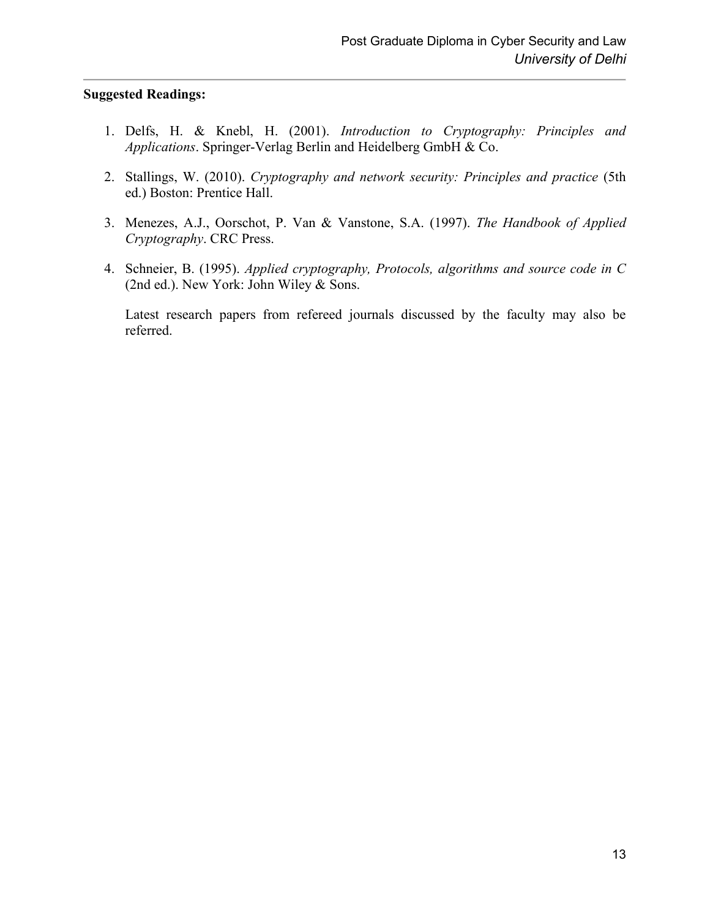**Suggested Readings:**

1. Delfs, H. & Knebl, H. (2001). *Introduction to Cryptography: Principles and Applications*. Springer-Verlag Berlin and Heidelberg GmbH & Co.

2. Stallings, W. (2010). *Cryptography and network security: Principles and practice* (5th ed.) Boston: Prentice Hall.

3. Menezes, A.J., Oorschot, P. Van & Vanstone, S.A. (1997). *The Handbook of Applied Cryptography*. CRC Press.

4. Schneier, B. (1995). *Applied cryptography, Protocols, algorithms and source code in C* (2nd ed.). New York: John Wiley & Sons.

   Latest research papers from refereed journals discussed by the faculty may also be referred.